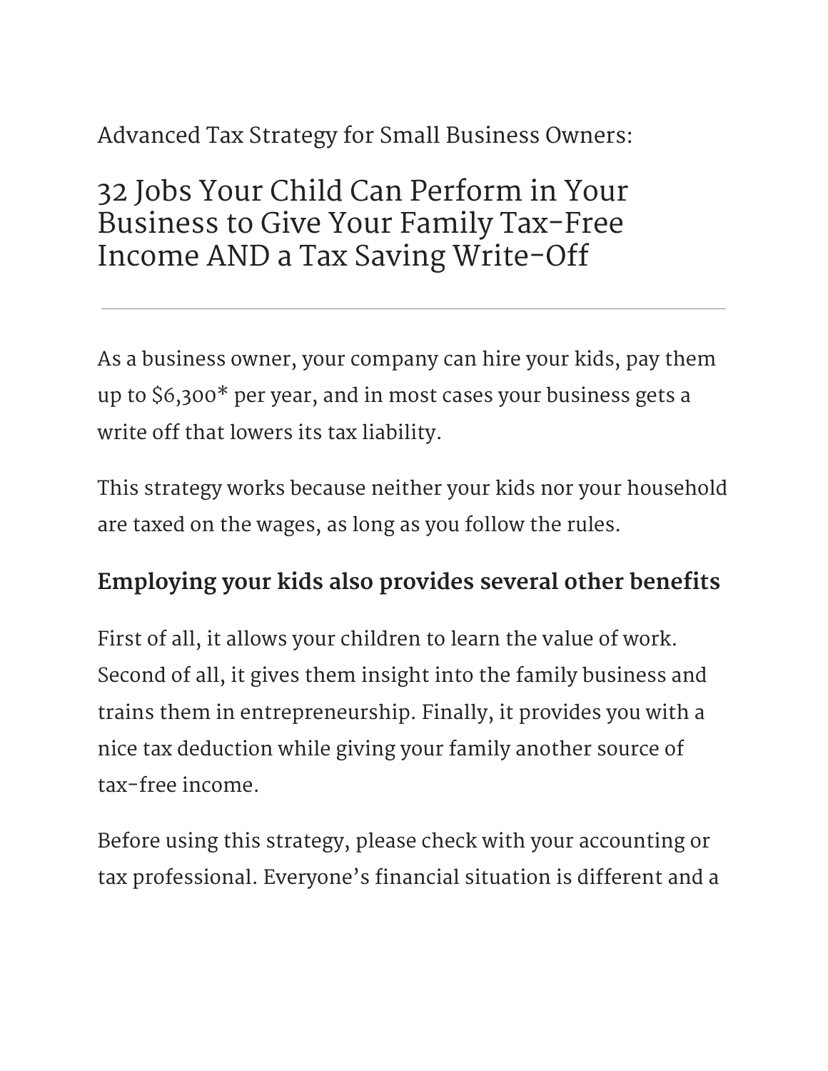Advanced Tax Strategy for Small Business Owners:

# 32 Jobs Your Child Can Perform in Your Business to Give Your Family Tax-Free Income AND a Tax Saving Write-Off

---

As a business owner, your company can hire your kids, pay them up to $6,300* per year, and in most cases your business gets a write off that lowers its tax liability.

This strategy works because neither your kids nor your household are taxed on the wages, as long as you follow the rules.

### Employing your kids also provides several other benefits

First of all, it allows your children to learn the value of work. Second of all, it gives them insight into the family business and trains them in entrepreneurship. Finally, it provides you with a nice tax deduction while giving your family another source of tax-free income.

Before using this strategy, please check with your accounting or tax professional. Everyone's financial situation is different and a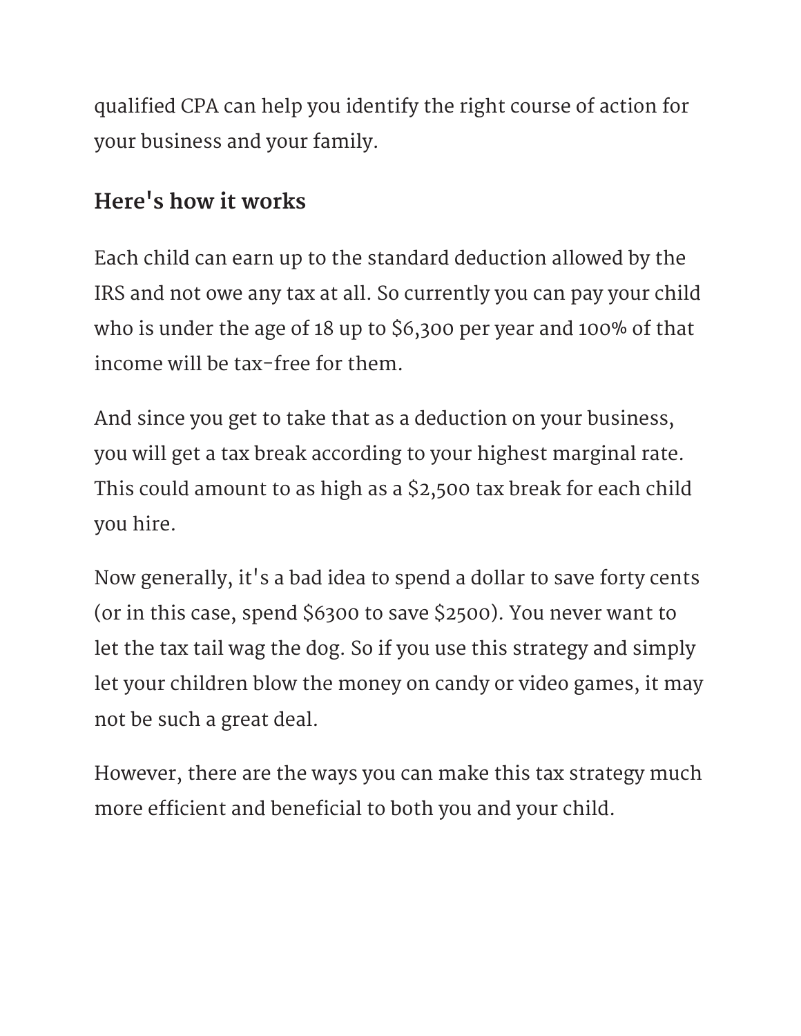qualified CPA can help you identify the right course of action for your business and your family.

## Here's how it works

Each child can earn up to the standard deduction allowed by the IRS and not owe any tax at all. So currently you can pay your child who is under the age of 18 up to $6,300 per year and 100% of that income will be tax-free for them.

And since you get to take that as a deduction on your business, you will get a tax break according to your highest marginal rate. This could amount to as high as a $2,500 tax break for each child you hire.

Now generally, it's a bad idea to spend a dollar to save forty cents (or in this case, spend $6300 to save $2500). You never want to let the tax tail wag the dog. So if you use this strategy and simply let your children blow the money on candy or video games, it may not be such a great deal.

However, there are the ways you can make this tax strategy much more efficient and beneficial to both you and your child.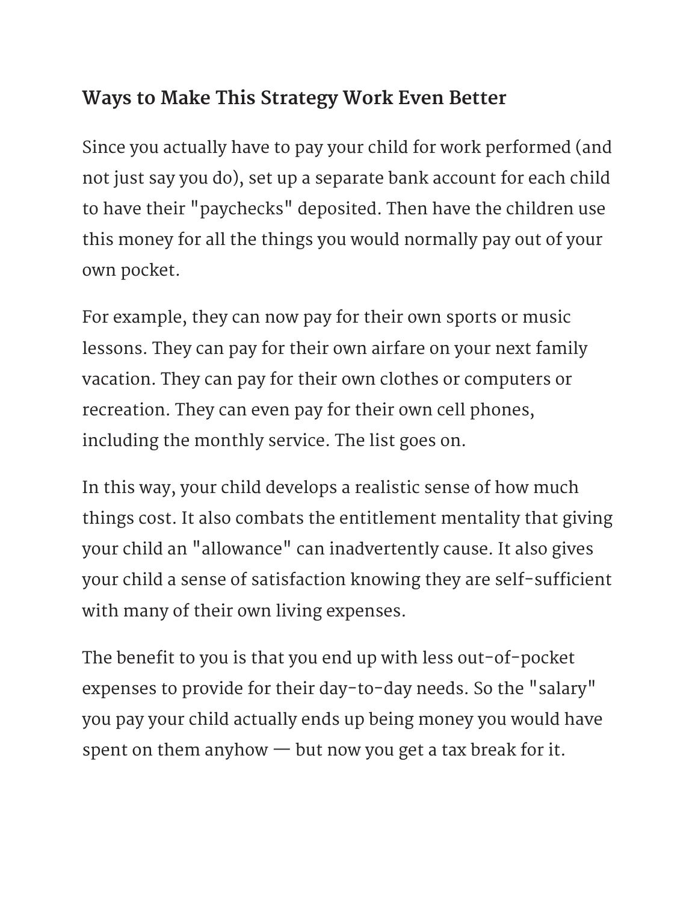### Ways to Make This Strategy Work Even Better

Since you actually have to pay your child for work performed (and not just say you do), set up a separate bank account for each child to have their "paychecks" deposited. Then have the children use this money for all the things you would normally pay out of your own pocket.

For example, they can now pay for their own sports or music lessons. They can pay for their own airfare on your next family vacation. They can pay for their own clothes or computers or recreation. They can even pay for their own cell phones, including the monthly service. The list goes on.

In this way, your child develops a realistic sense of how much things cost. It also combats the entitlement mentality that giving your child an "allowance" can inadvertently cause. It also gives your child a sense of satisfaction knowing they are self-sufficient with many of their own living expenses.

The benefit to you is that you end up with less out-of-pocket expenses to provide for their day-to-day needs. So the "salary" you pay your child actually ends up being money you would have spent on them anyhow — but now you get a tax break for it.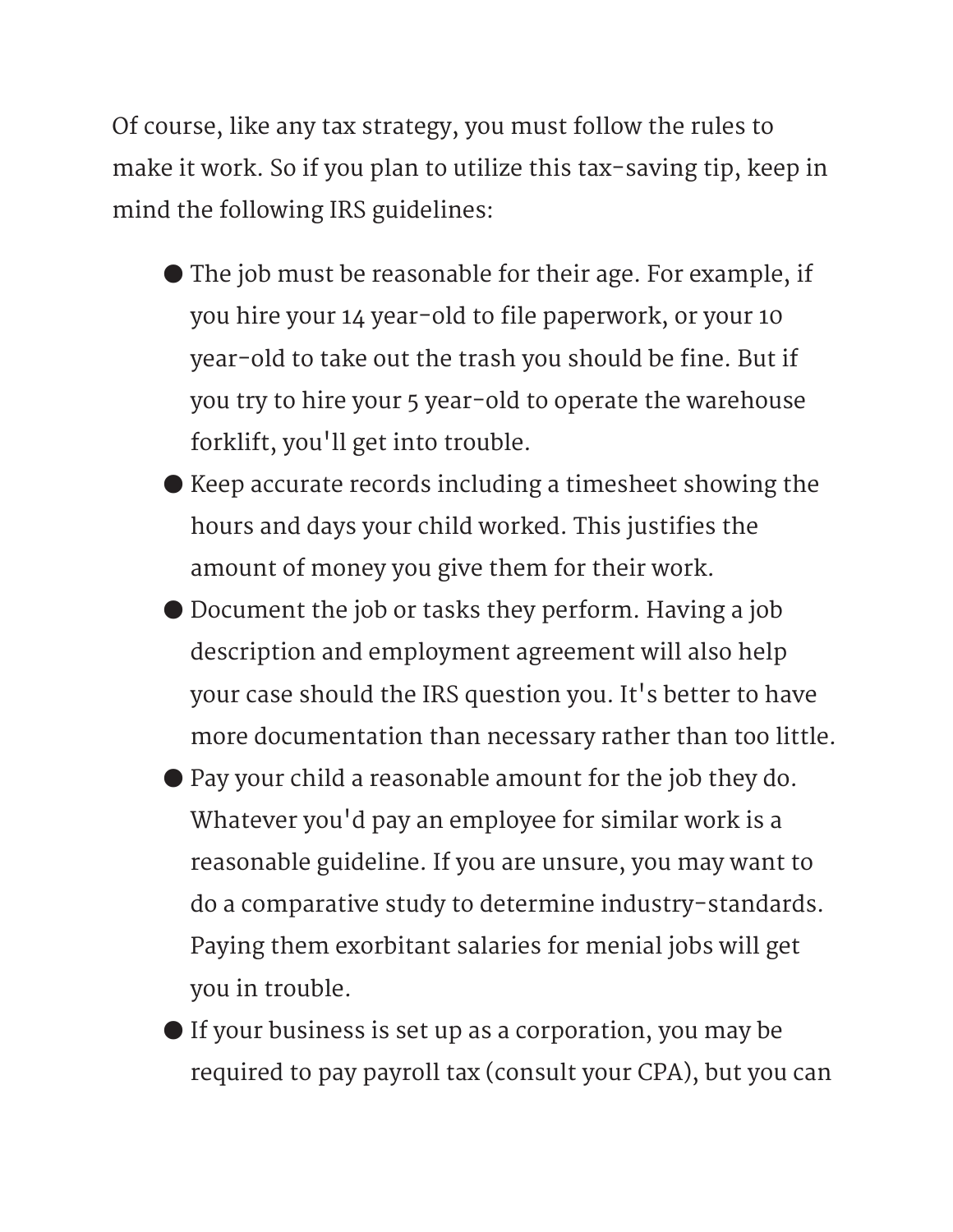Of course, like any tax strategy, you must follow the rules to make it work. So if you plan to utilize this tax-saving tip, keep in mind the following IRS guidelines:

- The job must be reasonable for their age. For example, if you hire your 14 year-old to file paperwork, or your 10 year-old to take out the trash you should be fine. But if you try to hire your 5 year-old to operate the warehouse forklift, you'll get into trouble.
- Keep accurate records including a timesheet showing the hours and days your child worked. This justifies the amount of money you give them for their work.
- Document the job or tasks they perform. Having a job description and employment agreement will also help your case should the IRS question you. It's better to have more documentation than necessary rather than too little.
- Pay your child a reasonable amount for the job they do. Whatever you'd pay an employee for similar work is a reasonable guideline. If you are unsure, you may want to do a comparative study to determine industry-standards. Paying them exorbitant salaries for menial jobs will get you in trouble.
- If your business is set up as a corporation, you may be required to pay payroll tax (consult your CPA), but you can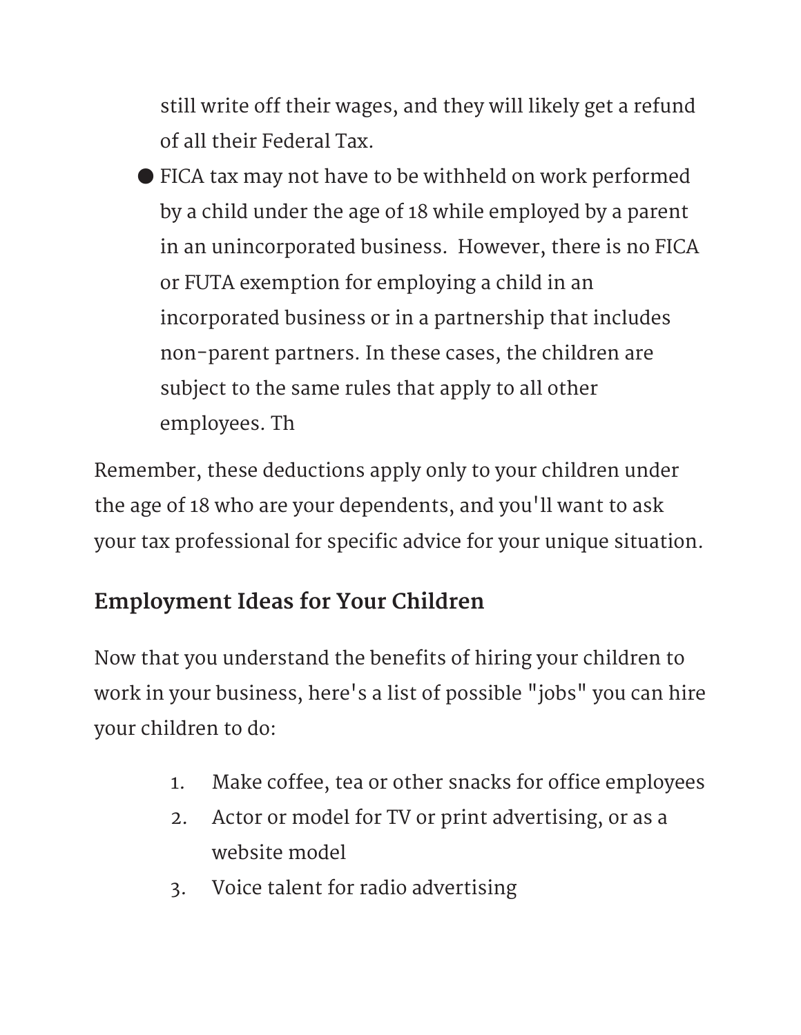still write off their wages, and they will likely get a refund of all their Federal Tax.

- FICA tax may not have to be withheld on work performed by a child under the age of 18 while employed by a parent in an unincorporated business. However, there is no FICA or FUTA exemption for employing a child in an incorporated business or in a partnership that includes non-parent partners. In these cases, the children are subject to the same rules that apply to all other employees. Th

Remember, these deductions apply only to your children under the age of 18 who are your dependents, and you'll want to ask your tax professional for specific advice for your unique situation.

## Employment Ideas for Your Children

Now that you understand the benefits of hiring your children to work in your business, here's a list of possible "jobs" you can hire your children to do:

1. Make coffee, tea or other snacks for office employees
2. Actor or model for TV or print advertising, or as a website model
3. Voice talent for radio advertising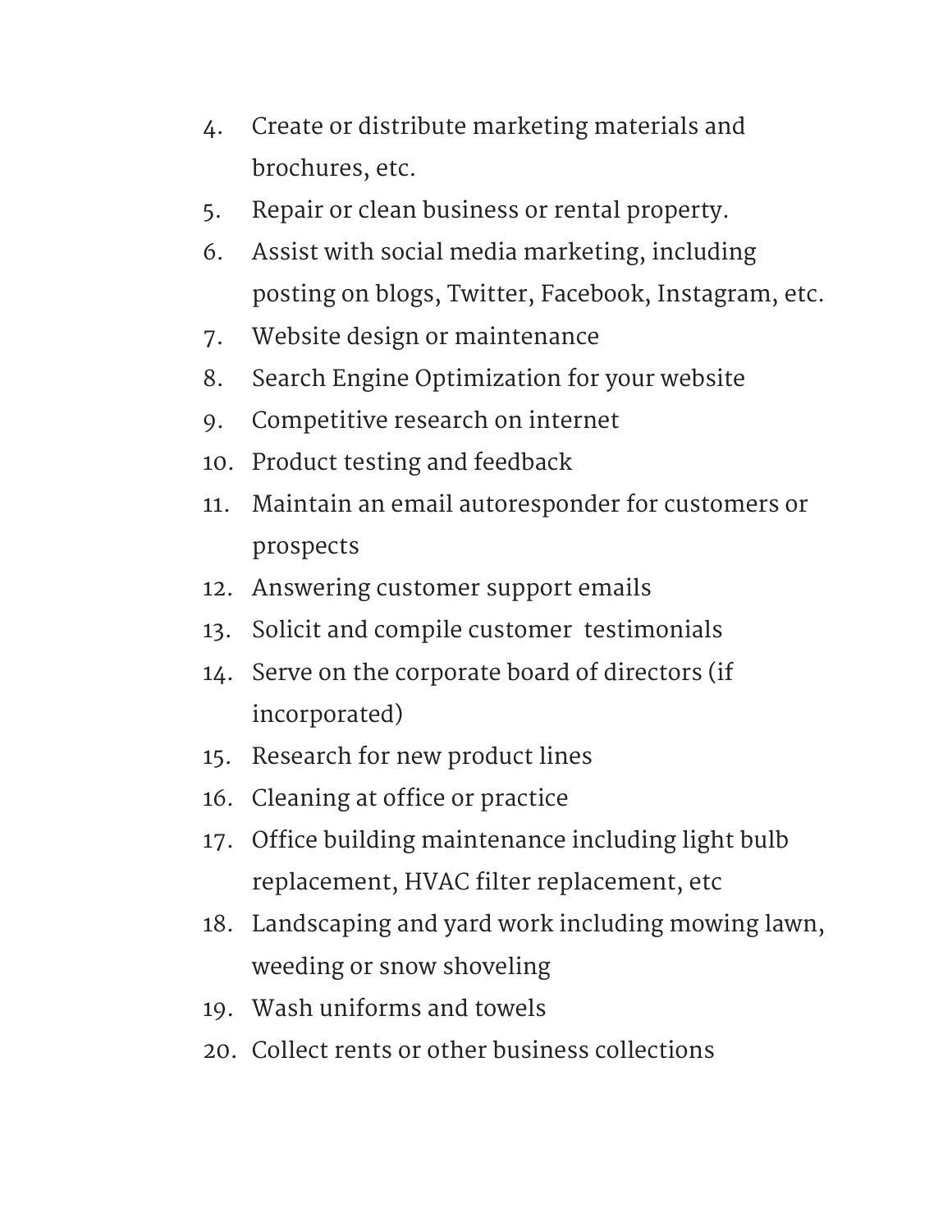4. Create or distribute marketing materials and brochures, etc.
5. Repair or clean business or rental property.
6. Assist with social media marketing, including posting on blogs, Twitter, Facebook, Instagram, etc.
7. Website design or maintenance
8. Search Engine Optimization for your website
9. Competitive research on internet
10. Product testing and feedback
11. Maintain an email autoresponder for customers or prospects
12. Answering customer support emails
13. Solicit and compile customer testimonials
14. Serve on the corporate board of directors (if incorporated)
15. Research for new product lines
16. Cleaning at office or practice
17. Office building maintenance including light bulb replacement, HVAC filter replacement, etc
18. Landscaping and yard work including mowing lawn, weeding or snow shoveling
19. Wash uniforms and towels
20. Collect rents or other business collections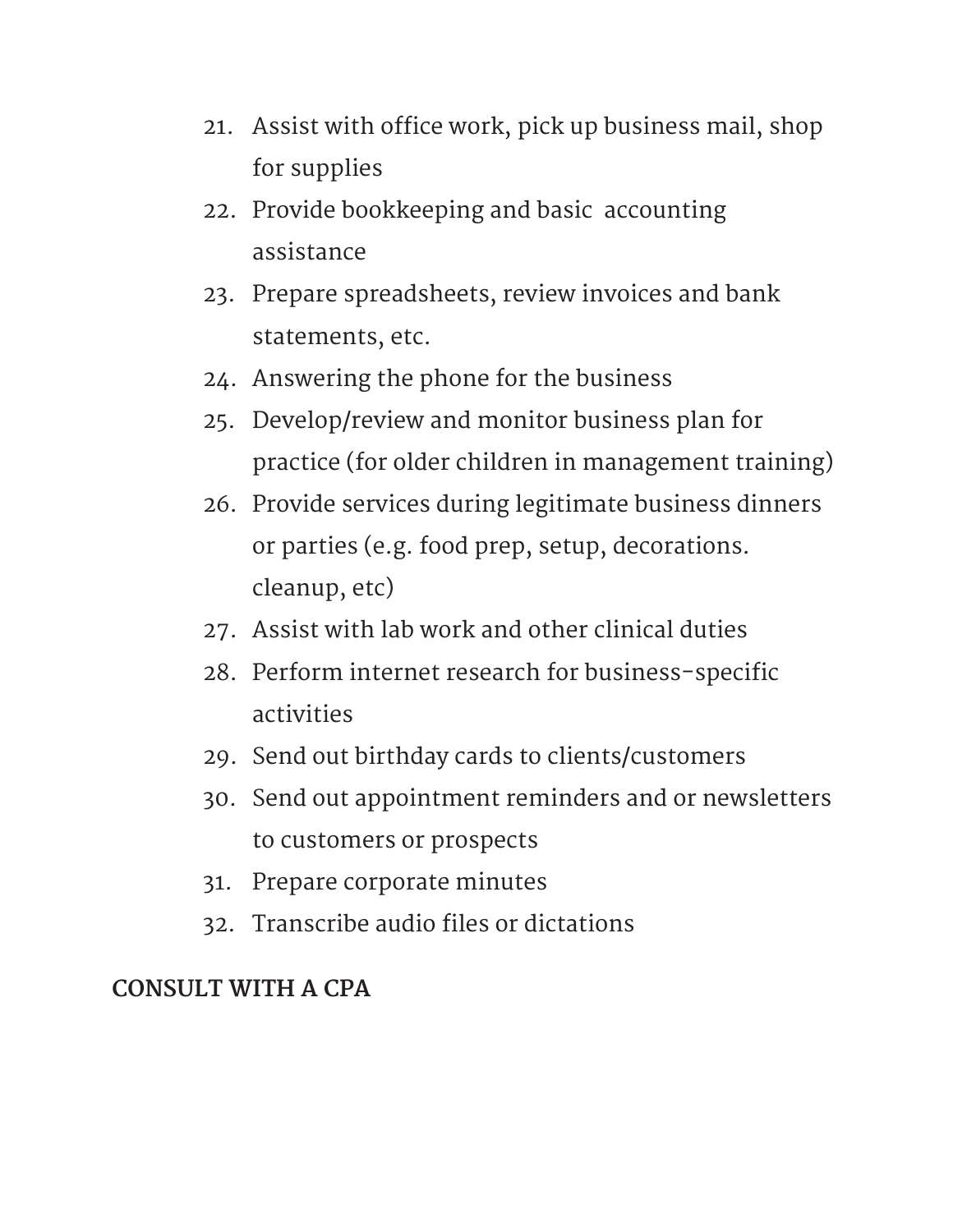21. Assist with office work, pick up business mail, shop for supplies
22. Provide bookkeeping and basic accounting assistance
23. Prepare spreadsheets, review invoices and bank statements, etc.
24. Answering the phone for the business
25. Develop/review and monitor business plan for practice (for older children in management training)
26. Provide services during legitimate business dinners or parties (e.g. food prep, setup, decorations. cleanup, etc)
27. Assist with lab work and other clinical duties
28. Perform internet research for business-specific activities
29. Send out birthday cards to clients/customers
30. Send out appointment reminders and or newsletters to customers or prospects
31. Prepare corporate minutes
32. Transcribe audio files or dictations

**CONSULT WITH A CPA**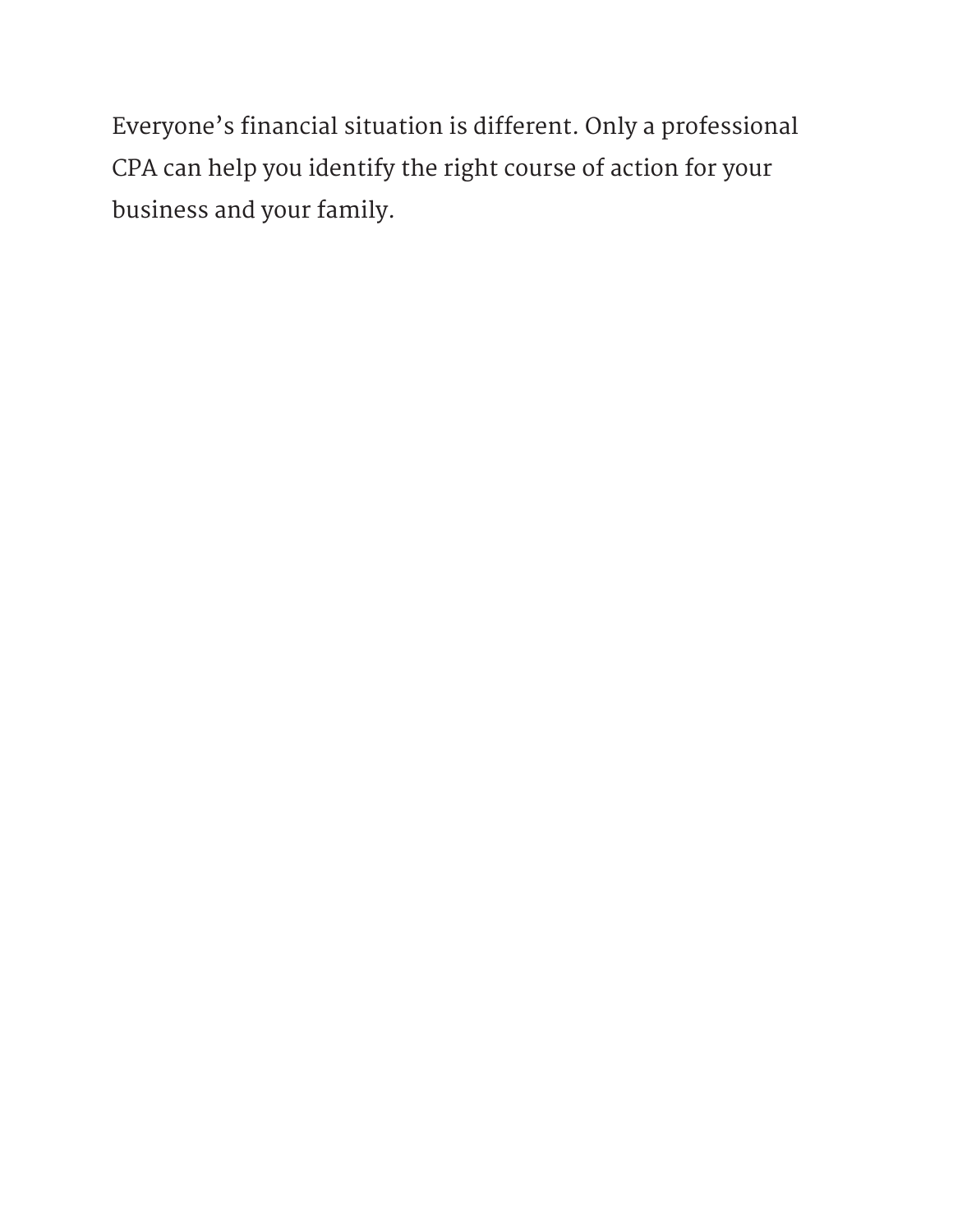Everyone’s financial situation is different. Only a professional CPA can help you identify the right course of action for your business and your family.